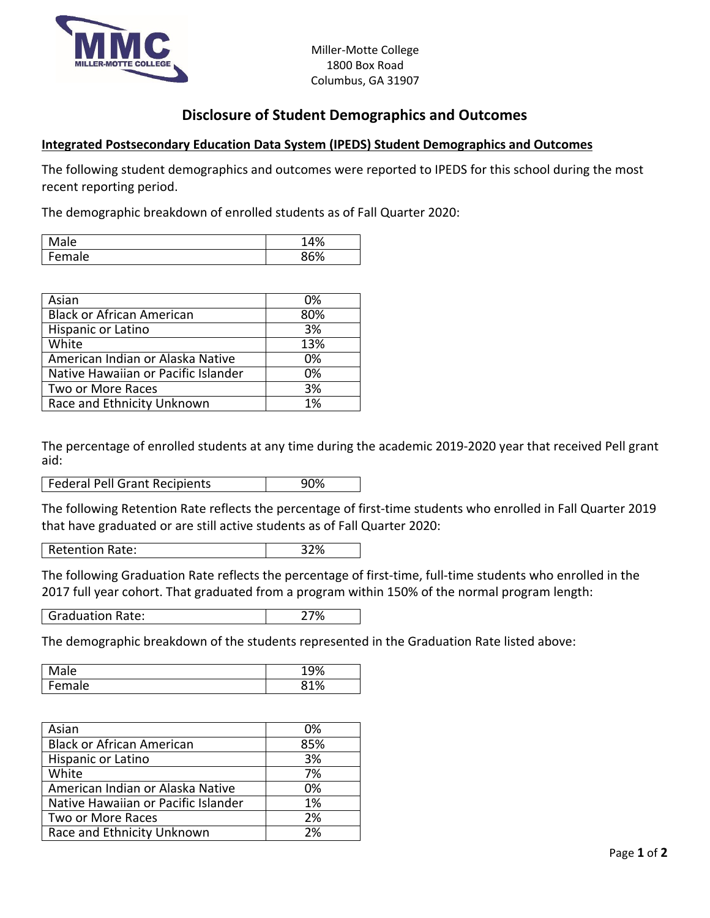Miller-Motte College
1800 Box Road
Columbus, GA 31907

# Disclosure of Student Demographics and Outcomes

## Integrated Postsecondary Education Data System (IPEDS) Student Demographics and Outcomes

The following student demographics and outcomes were reported to IPEDS for this school during the most recent reporting period.

The demographic breakdown of enrolled students as of Fall Quarter 2020:

| Male | 14% |
|---|---|
| Female | 86% |

| Asian | 0% |
|---|---|
| Black or African American | 80% |
| Hispanic or Latino | 3% |
| White | 13% |
| American Indian or Alaska Native | 0% |
| Native Hawaiian or Pacific Islander | 0% |
| Two or More Races | 3% |
| Race and Ethnicity Unknown | 1% |

The percentage of enrolled students at any time during the academic 2019-2020 year that received Pell grant aid:

| Federal Pell Grant Recipients | 90% |
|---|---|

The following Retention Rate reflects the percentage of first-time students who enrolled in Fall Quarter 2019 that have graduated or are still active students as of Fall Quarter 2020:

| Retention Rate: | 32% |
|---|---|

The following Graduation Rate reflects the percentage of first-time, full-time students who enrolled in the 2017 full year cohort. That graduated from a program within 150% of the normal program length:

| Graduation Rate: | 27% |
|---|---|

The demographic breakdown of the students represented in the Graduation Rate listed above:

| Male | 19% |
|---|---|
| Female | 81% |

| Asian | 0% |
|---|---|
| Black or African American | 85% |
| Hispanic or Latino | 3% |
| White | 7% |
| American Indian or Alaska Native | 0% |
| Native Hawaiian or Pacific Islander | 1% |
| Two or More Races | 2% |
| Race and Ethnicity Unknown | 2% |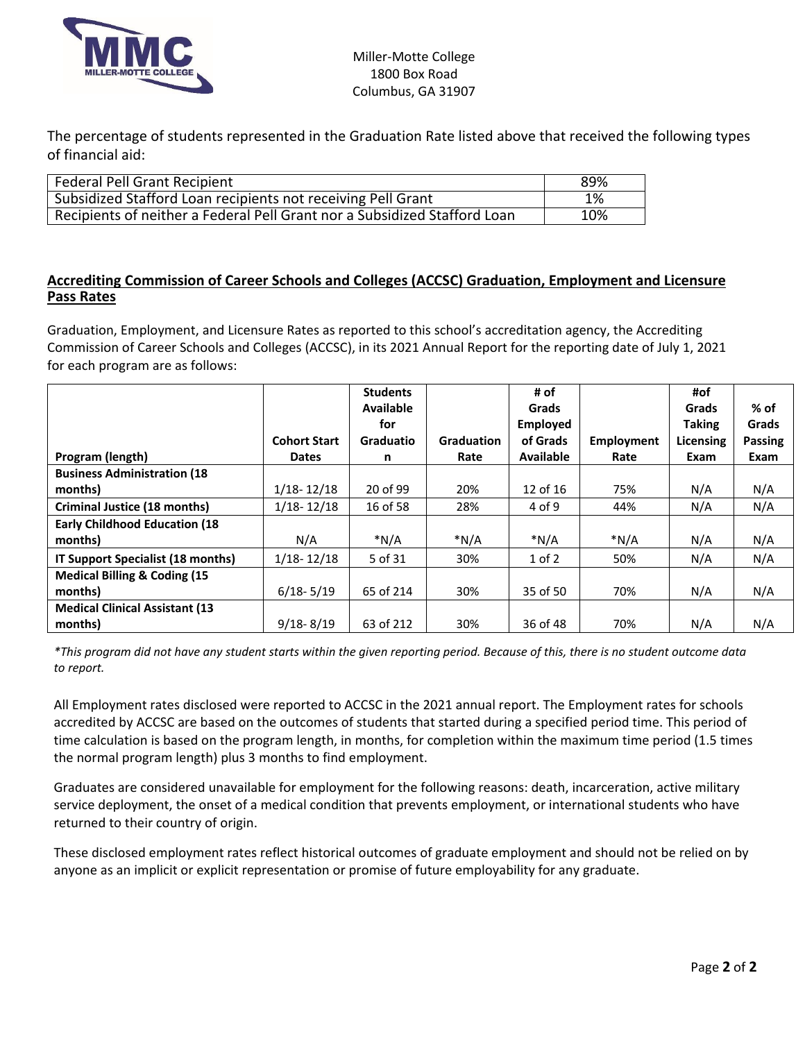Miller-Motte College
1800 Box Road
Columbus, GA 31907

The percentage of students represented in the Graduation Rate listed above that received the following types of financial aid:

| | |
|---|---|
| Federal Pell Grant Recipient | 89% |
| Subsidized Stafford Loan recipients not receiving Pell Grant | 1% |
| Recipients of neither a Federal Pell Grant nor a Subsidized Stafford Loan | 10% |

## Accrediting Commission of Career Schools and Colleges (ACCSC) Graduation, Employment and Licensure Pass Rates

Graduation, Employment, and Licensure Rates as reported to this school's accreditation agency, the Accrediting Commission of Career Schools and Colleges (ACCSC), in its 2021 Annual Report for the reporting date of July 1, 2021 for each program are as follows:

| Program (length) | Cohort Start Dates | Students Available for Graduation | Graduation Rate | # of Grads Employed of Grads Available | Employment Rate | #of Grads Taking Licensing Exam | % of Grads Passing Exam |
|---|---|---|---|---|---|---|---|
| **Business Administration (18 months)** | 1/18- 12/18 | 20 of 99 | 20% | 12 of 16 | 75% | N/A | N/A |
| **Criminal Justice (18 months)** | 1/18- 12/18 | 16 of 58 | 28% | 4 of 9 | 44% | N/A | N/A |
| **Early Childhood Education (18 months)** | N/A | *N/A | *N/A | *N/A | *N/A | N/A | N/A |
| **IT Support Specialist (18 months)** | 1/18- 12/18 | 5 of 31 | 30% | 1 of 2 | 50% | N/A | N/A |
| **Medical Billing & Coding (15 months)** | 6/18- 5/19 | 65 of 214 | 30% | 35 of 50 | 70% | N/A | N/A |
| **Medical Clinical Assistant (13 months)** | 9/18- 8/19 | 63 of 212 | 30% | 36 of 48 | 70% | N/A | N/A |

*\*This program did not have any student starts within the given reporting period. Because of this, there is no student outcome data to report.*

All Employment rates disclosed were reported to ACCSC in the 2021 annual report. The Employment rates for schools accredited by ACCSC are based on the outcomes of students that started during a specified period time. This period of time calculation is based on the program length, in months, for completion within the maximum time period (1.5 times the normal program length) plus 3 months to find employment.

Graduates are considered unavailable for employment for the following reasons: death, incarceration, active military service deployment, the onset of a medical condition that prevents employment, or international students who have returned to their country of origin.

These disclosed employment rates reflect historical outcomes of graduate employment and should not be relied on by anyone as an implicit or explicit representation or promise of future employability for any graduate.